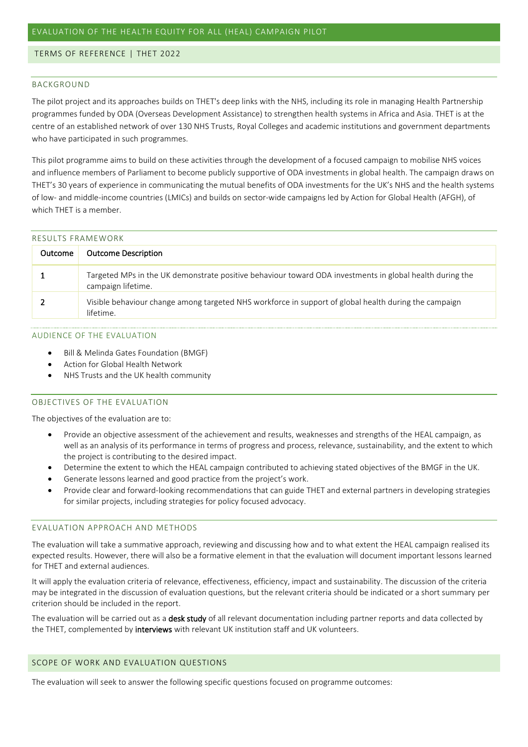# EVALUATION OF THE HEALTH EQUITY FOR ALL (HEAL) CAMPAIGN PILOT

TERMS OF REFERENCE | THET 2022

## BACKGROUND

The pilot project and its approaches builds on THET's deep links with the NHS, including its role in managing Health Partnership programmes funded by ODA (Overseas Development Assistance) to strengthen health systems in Africa and Asia. THET is at the centre of an established network of over 130 NHS Trusts, Royal Colleges and academic institutions and government departments who have participated in such programmes.

This pilot programme aims to build on these activities through the development of a focused campaign to mobilise NHS voices and influence members of Parliament to become publicly supportive of ODA investments in global health. The campaign draws on THET's 30 years of experience in communicating the mutual benefits of ODA investments for the UK's NHS and the health systems of low- and middle-income countries (LMICs) and builds on sector-wide campaigns led by Action for Global Health (AFGH), of which THET is a member.

## RESULTS FRAMEWORK

| Outcome | Outcome Description |
|---|---|
| 1 | Targeted MPs in the UK demonstrate positive behaviour toward ODA investments in global health during the campaign lifetime. |
| 2 | Visible behaviour change among targeted NHS workforce in support of global health during the campaign lifetime. |

## AUDIENCE OF THE EVALUATION

- Bill & Melinda Gates Foundation (BMGF)
- Action for Global Health Network
- NHS Trusts and the UK health community

## OBJECTIVES OF THE EVALUATION

The objectives of the evaluation are to:

- Provide an objective assessment of the achievement and results, weaknesses and strengths of the HEAL campaign, as well as an analysis of its performance in terms of progress and process, relevance, sustainability, and the extent to which the project is contributing to the desired impact.
- Determine the extent to which the HEAL campaign contributed to achieving stated objectives of the BMGF in the UK.
- Generate lessons learned and good practice from the project's work.
- Provide clear and forward-looking recommendations that can guide THET and external partners in developing strategies for similar projects, including strategies for policy focused advocacy.

## EVALUATION APPROACH AND METHODS

The evaluation will take a summative approach, reviewing and discussing how and to what extent the HEAL campaign realised its expected results. However, there will also be a formative element in that the evaluation will document important lessons learned for THET and external audiences.

It will apply the evaluation criteria of relevance, effectiveness, efficiency, impact and sustainability. The discussion of the criteria may be integrated in the discussion of evaluation questions, but the relevant criteria should be indicated or a short summary per criterion should be included in the report.

The evaluation will be carried out as a **desk study** of all relevant documentation including partner reports and data collected by the THET, complemented by **interviews** with relevant UK institution staff and UK volunteers.

## SCOPE OF WORK AND EVALUATION QUESTIONS

The evaluation will seek to answer the following specific questions focused on programme outcomes: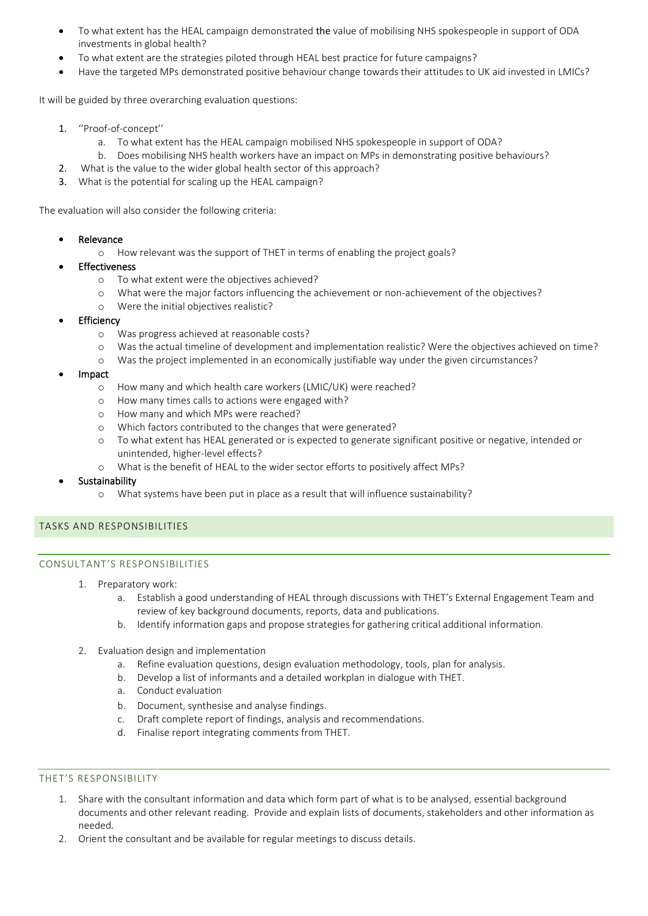- To what extent has the HEAL campaign demonstrated the value of mobilising NHS spokespeople in support of ODA investments in global health?
- To what extent are the strategies piloted through HEAL best practice for future campaigns?
- Have the targeted MPs demonstrated positive behaviour change towards their attitudes to UK aid invested in LMICs?

It will be guided by three overarching evaluation questions:

1. ''Proof-of-concept''
    a. To what extent has the HEAL campaign mobilised NHS spokespeople in support of ODA?
    b. Does mobilising NHS health workers have an impact on MPs in demonstrating positive behaviours?
2. What is the value to the wider global health sector of this approach?
3. What is the potential for scaling up the HEAL campaign?

The evaluation will also consider the following criteria:

- Relevance
    - How relevant was the support of THET in terms of enabling the project goals?
- Effectiveness
    - To what extent were the objectives achieved?
    - What were the major factors influencing the achievement or non-achievement of the objectives?
    - Were the initial objectives realistic?
- Efficiency
    - Was progress achieved at reasonable costs?
    - Was the actual timeline of development and implementation realistic? Were the objectives achieved on time?
    - Was the project implemented in an economically justifiable way under the given circumstances?
- Impact
    - How many and which health care workers (LMIC/UK) were reached?
    - How many times calls to actions were engaged with?
    - How many and which MPs were reached?
    - Which factors contributed to the changes that were generated?
    - To what extent has HEAL generated or is expected to generate significant positive or negative, intended or unintended, higher-level effects?
    - What is the benefit of HEAL to the wider sector efforts to positively affect MPs?
- Sustainability
    - What systems have been put in place as a result that will influence sustainability?

## TASKS AND RESPONSIBILITIES

### CONSULTANT'S RESPONSIBILITIES

1. Preparatory work:
    a. Establish a good understanding of HEAL through discussions with THET's External Engagement Team and review of key background documents, reports, data and publications.
    b. Identify information gaps and propose strategies for gathering critical additional information.

2. Evaluation design and implementation
    a. Refine evaluation questions, design evaluation methodology, tools, plan for analysis.
    b. Develop a list of informants and a detailed workplan in dialogue with THET.
    a. Conduct evaluation
    b. Document, synthesise and analyse findings.
    c. Draft complete report of findings, analysis and recommendations.
    d. Finalise report integrating comments from THET.

### THET'S RESPONSIBILITY

1. Share with the consultant information and data which form part of what is to be analysed, essential background documents and other relevant reading. Provide and explain lists of documents, stakeholders and other information as needed.
2. Orient the consultant and be available for regular meetings to discuss details.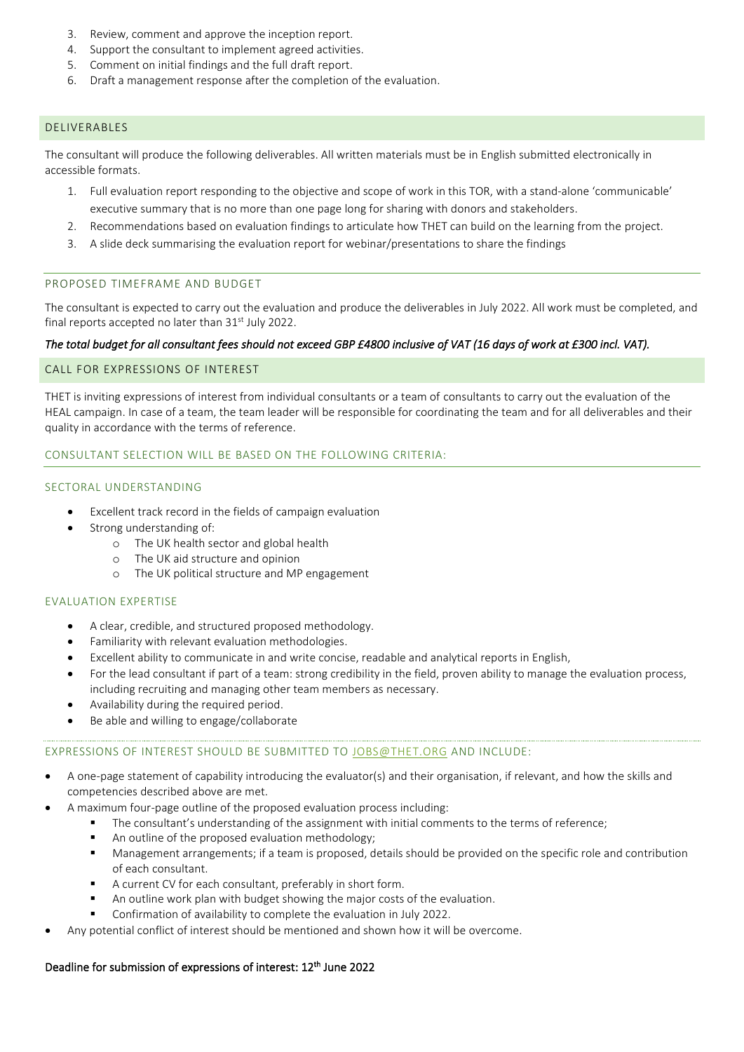3. Review, comment and approve the inception report.
4. Support the consultant to implement agreed activities.
5. Comment on initial findings and the full draft report.
6. Draft a management response after the completion of the evaluation.

## DELIVERABLES

The consultant will produce the following deliverables. All written materials must be in English submitted electronically in accessible formats.

1. Full evaluation report responding to the objective and scope of work in this TOR, with a stand-alone 'communicable' executive summary that is no more than one page long for sharing with donors and stakeholders.
2. Recommendations based on evaluation findings to articulate how THET can build on the learning from the project.
3. A slide deck summarising the evaluation report for webinar/presentations to share the findings

## PROPOSED TIMEFRAME AND BUDGET

The consultant is expected to carry out the evaluation and produce the deliverables in July 2022. All work must be completed, and final reports accepted no later than 31st July 2022.

***The total budget for all consultant fees should not exceed GBP £4800 inclusive of VAT (16 days of work at £300 incl. VAT).***

## CALL FOR EXPRESSIONS OF INTEREST

THET is inviting expressions of interest from individual consultants or a team of consultants to carry out the evaluation of the HEAL campaign. In case of a team, the team leader will be responsible for coordinating the team and for all deliverables and their quality in accordance with the terms of reference.

## CONSULTANT SELECTION WILL BE BASED ON THE FOLLOWING CRITERIA:

### SECTORAL UNDERSTANDING

- Excellent track record in the fields of campaign evaluation
- Strong understanding of:
  - The UK health sector and global health
  - The UK aid structure and opinion
  - The UK political structure and MP engagement

### EVALUATION EXPERTISE

- A clear, credible, and structured proposed methodology.
- Familiarity with relevant evaluation methodologies.
- Excellent ability to communicate in and write concise, readable and analytical reports in English,
- For the lead consultant if part of a team: strong credibility in the field, proven ability to manage the evaluation process, including recruiting and managing other team members as necessary.
- Availability during the required period.
- Be able and willing to engage/collaborate

## EXPRESSIONS OF INTEREST SHOULD BE SUBMITTED TO JOBS@THET.ORG AND INCLUDE:

- A one-page statement of capability introducing the evaluator(s) and their organisation, if relevant, and how the skills and competencies described above are met.
- A maximum four-page outline of the proposed evaluation process including:
  - The consultant's understanding of the assignment with initial comments to the terms of reference;
  - An outline of the proposed evaluation methodology;
  - Management arrangements; if a team is proposed, details should be provided on the specific role and contribution of each consultant.
  - A current CV for each consultant, preferably in short form.
  - An outline work plan with budget showing the major costs of the evaluation.
  - Confirmation of availability to complete the evaluation in July 2022.
- Any potential conflict of interest should be mentioned and shown how it will be overcome.

**Deadline for submission of expressions of interest: 12th June 2022**